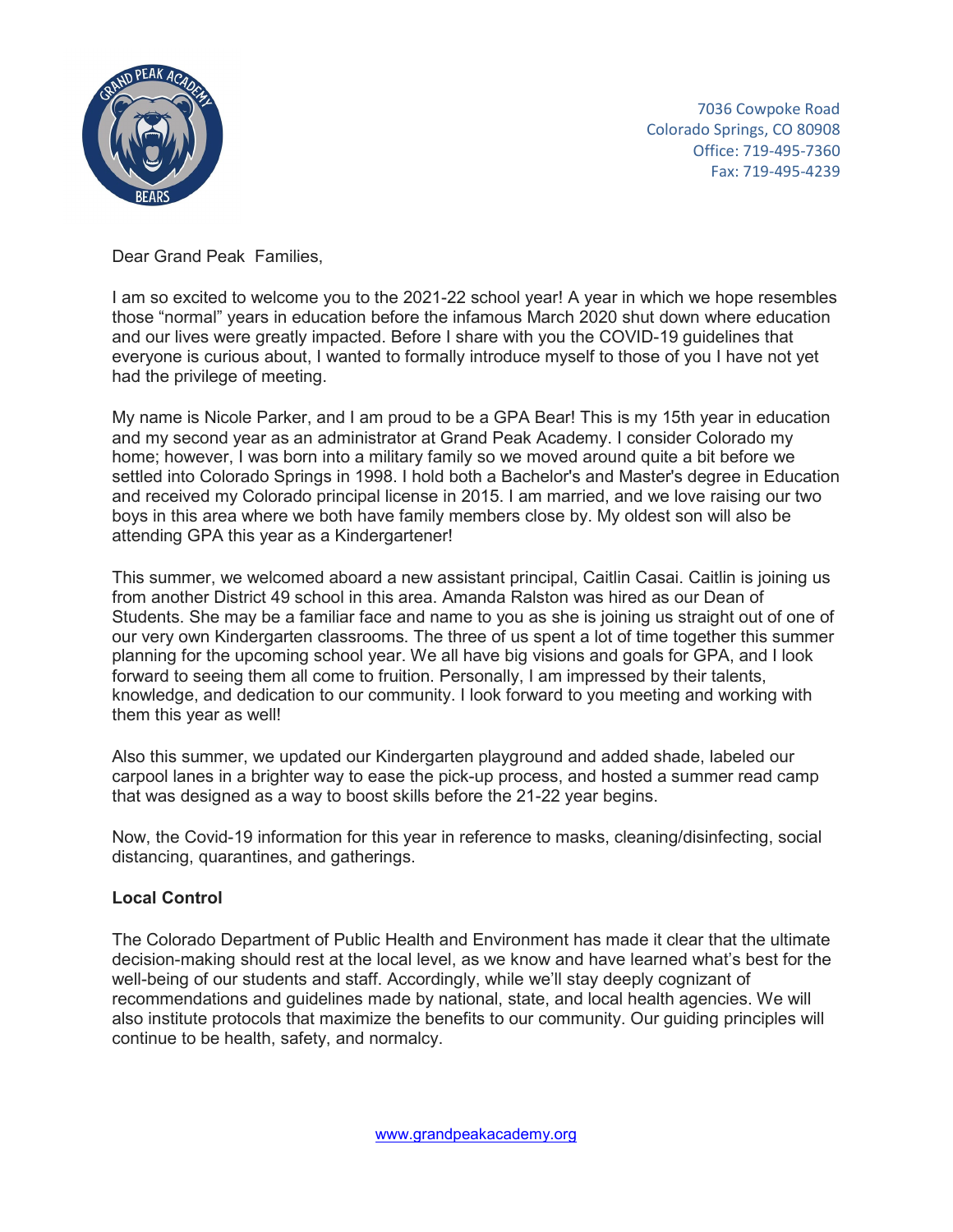7036 Cowpoke Road
Colorado Springs, CO 80908
Office: 719-495-7360
Fax: 719-495-4239

Dear Grand Peak  Families,

I am so excited to welcome you to the 2021-22 school year! A year in which we hope resembles those "normal" years in education before the infamous March 2020 shut down where education and our lives were greatly impacted. Before I share with you the COVID-19 guidelines that everyone is curious about, I wanted to formally introduce myself to those of you I have not yet had the privilege of meeting.

My name is Nicole Parker, and I am proud to be a GPA Bear! This is my 15th year in education and my second year as an administrator at Grand Peak Academy. I consider Colorado my home; however, I was born into a military family so we moved around quite a bit before we settled into Colorado Springs in 1998. I hold both a Bachelor's and Master's degree in Education and received my Colorado principal license in 2015. I am married, and we love raising our two boys in this area where we both have family members close by. My oldest son will also be attending GPA this year as a Kindergartener!

This summer, we welcomed aboard a new assistant principal, Caitlin Casai. Caitlin is joining us from another District 49 school in this area. Amanda Ralston was hired as our Dean of Students. She may be a familiar face and name to you as she is joining us straight out of one of our very own Kindergarten classrooms. The three of us spent a lot of time together this summer planning for the upcoming school year. We all have big visions and goals for GPA, and I look forward to seeing them all come to fruition. Personally, I am impressed by their talents, knowledge, and dedication to our community. I look forward to you meeting and working with them this year as well!

Also this summer, we updated our Kindergarten playground and added shade, labeled our carpool lanes in a brighter way to ease the pick-up process, and hosted a summer read camp that was designed as a way to boost skills before the 21-22 year begins.

Now, the Covid-19 information for this year in reference to masks, cleaning/disinfecting, social distancing, quarantines, and gatherings.

**Local Control**

The Colorado Department of Public Health and Environment has made it clear that the ultimate decision-making should rest at the local level, as we know and have learned what's best for the well-being of our students and staff. Accordingly, while we'll stay deeply cognizant of recommendations and guidelines made by national, state, and local health agencies. We will also institute protocols that maximize the benefits to our community. Our guiding principles will continue to be health, safety, and normalcy.

www.grandpeakacademy.org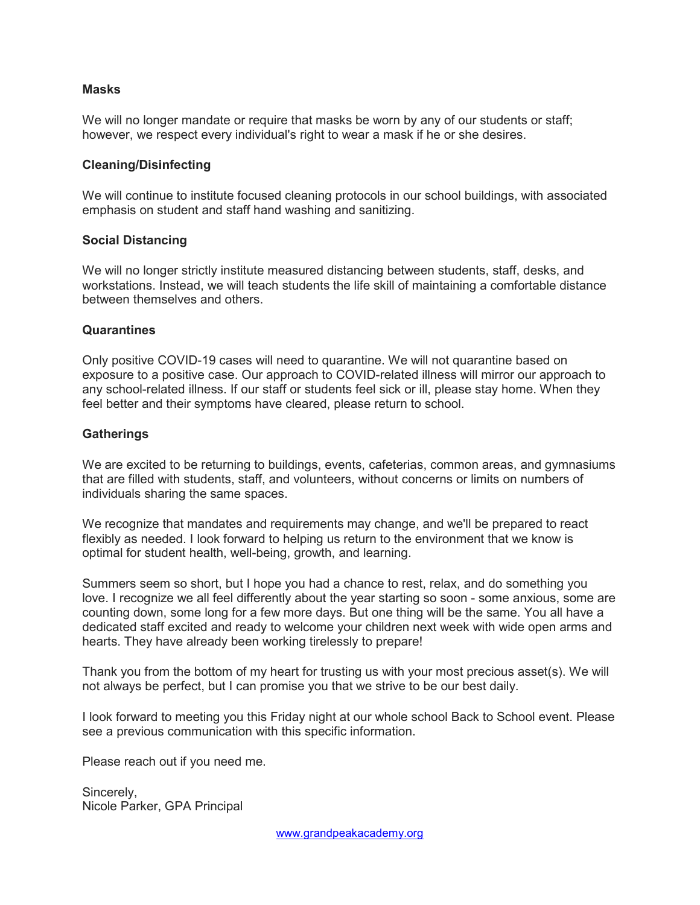**Masks**

We will no longer mandate or require that masks be worn by any of our students or staff; however, we respect every individual's right to wear a mask if he or she desires.

**Cleaning/Disinfecting**

We will continue to institute focused cleaning protocols in our school buildings, with associated emphasis on student and staff hand washing and sanitizing.

**Social Distancing**

We will no longer strictly institute measured distancing between students, staff, desks, and workstations. Instead, we will teach students the life skill of maintaining a comfortable distance between themselves and others.

**Quarantines**

Only positive COVID-19 cases will need to quarantine. We will not quarantine based on exposure to a positive case. Our approach to COVID-related illness will mirror our approach to any school-related illness. If our staff or students feel sick or ill, please stay home. When they feel better and their symptoms have cleared, please return to school.

**Gatherings**

We are excited to be returning to buildings, events, cafeterias, common areas, and gymnasiums that are filled with students, staff, and volunteers, without concerns or limits on numbers of individuals sharing the same spaces.

We recognize that mandates and requirements may change, and we'll be prepared to react flexibly as needed. I look forward to helping us return to the environment that we know is optimal for student health, well-being, growth, and learning.

Summers seem so short, but I hope you had a chance to rest, relax, and do something you love. I recognize we all feel differently about the year starting so soon - some anxious, some are counting down, some long for a few more days. But one thing will be the same. You all have a dedicated staff excited and ready to welcome your children next week with wide open arms and hearts. They have already been working tirelessly to prepare!

Thank you from the bottom of my heart for trusting us with your most precious asset(s). We will not always be perfect, but I can promise you that we strive to be our best daily.

I look forward to meeting you this Friday night at our whole school Back to School event. Please see a previous communication with this specific information.

Please reach out if you need me.

Sincerely,
Nicole Parker, GPA Principal

www.grandpeakacademy.org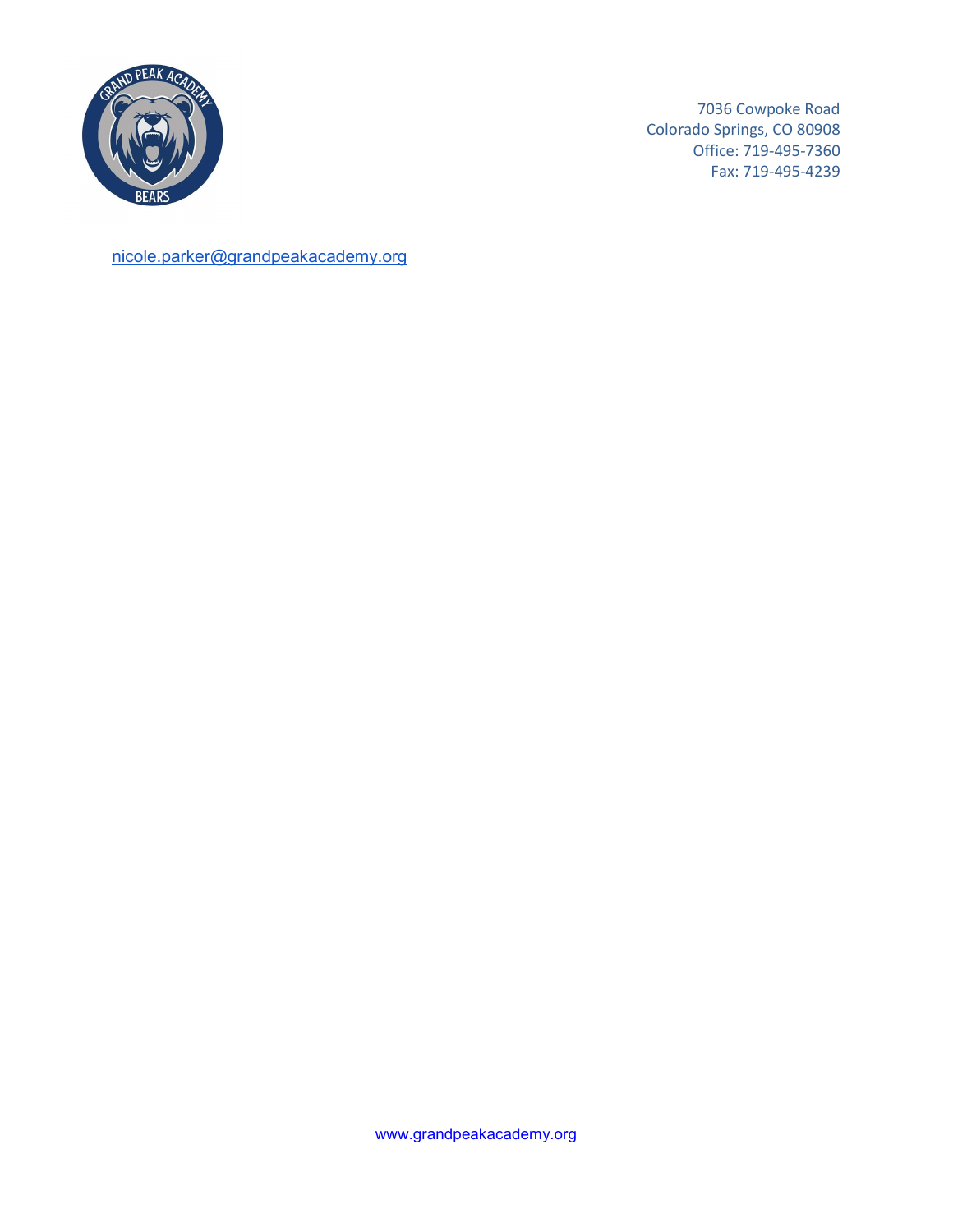7036 Cowpoke Road
Colorado Springs, CO 80908
Office: 719-495-7360
Fax: 719-495-4239

nicole.parker@grandpeakacademy.org

www.grandpeakacademy.org